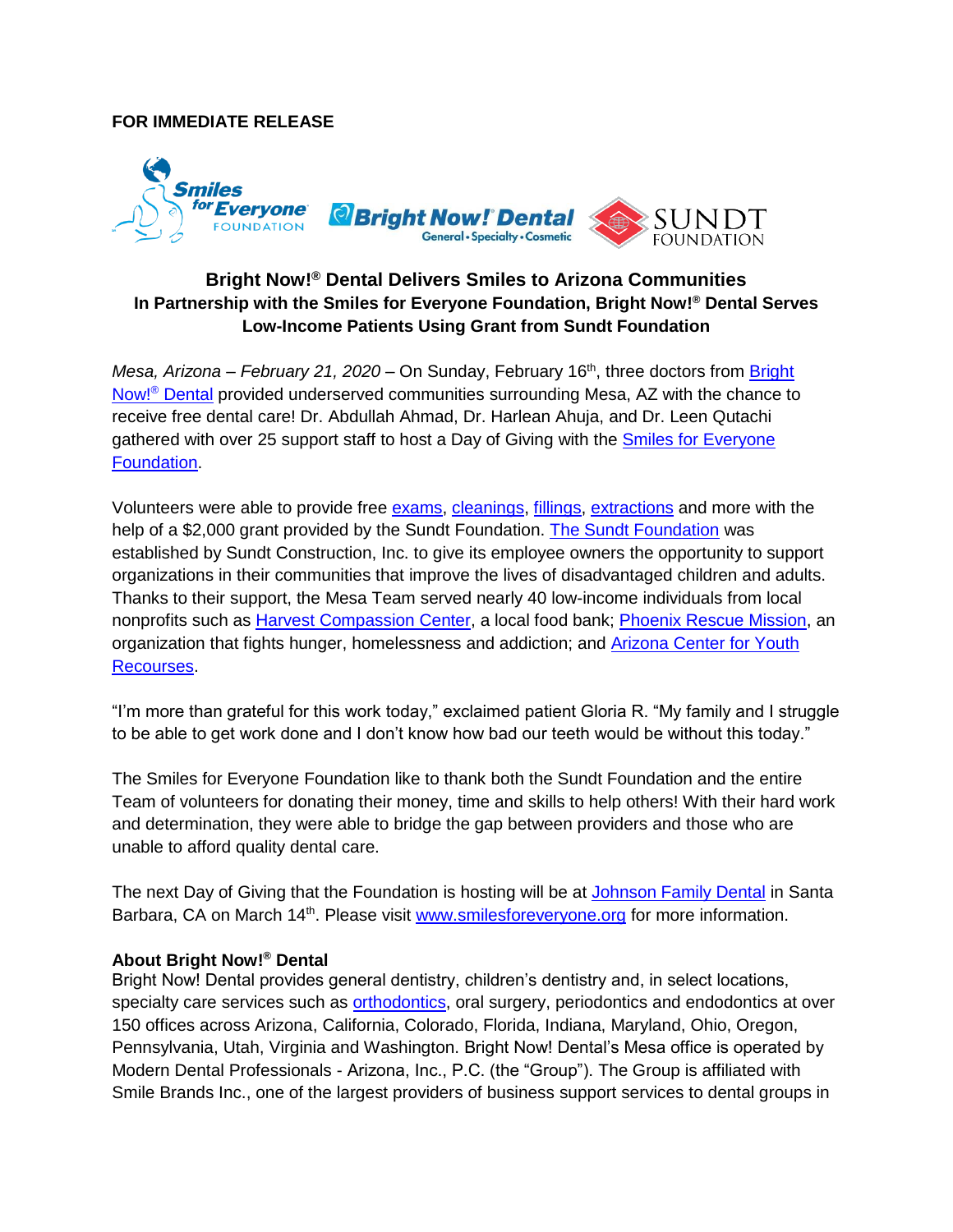**FOR IMMEDIATE RELEASE**

## Bright Now!® Dental Delivers Smiles to Arizona Communities

### In Partnership with the Smiles for Everyone Foundation, Bright Now!® Dental Serves Low-Income Patients Using Grant from Sundt Foundation

*Mesa, Arizona – February 21, 2020* – On Sunday, February 16th, three doctors from Bright Now!® Dental provided underserved communities surrounding Mesa, AZ with the chance to receive free dental care! Dr. Abdullah Ahmad, Dr. Harlean Ahuja, and Dr. Leen Qutachi gathered with over 25 support staff to host a Day of Giving with the Smiles for Everyone Foundation.

Volunteers were able to provide free exams, cleanings, fillings, extractions and more with the help of a $2,000 grant provided by the Sundt Foundation. The Sundt Foundation was established by Sundt Construction, Inc. to give its employee owners the opportunity to support organizations in their communities that improve the lives of disadvantaged children and adults. Thanks to their support, the Mesa Team served nearly 40 low-income individuals from local nonprofits such as Harvest Compassion Center, a local food bank; Phoenix Rescue Mission, an organization that fights hunger, homelessness and addiction; and Arizona Center for Youth Recourses.

"I'm more than grateful for this work today," exclaimed patient Gloria R. "My family and I struggle to be able to get work done and I don't know how bad our teeth would be without this today."

The Smiles for Everyone Foundation like to thank both the Sundt Foundation and the entire Team of volunteers for donating their money, time and skills to help others! With their hard work and determination, they were able to bridge the gap between providers and those who are unable to afford quality dental care.

The next Day of Giving that the Foundation is hosting will be at Johnson Family Dental in Santa Barbara, CA on March 14th. Please visit www.smilesforeveryone.org for more information.

**About Bright Now!® Dental**

Bright Now! Dental provides general dentistry, children's dentistry and, in select locations, specialty care services such as orthodontics, oral surgery, periodontics and endodontics at over 150 offices across Arizona, California, Colorado, Florida, Indiana, Maryland, Ohio, Oregon, Pennsylvania, Utah, Virginia and Washington. Bright Now! Dental's Mesa office is operated by Modern Dental Professionals - Arizona, Inc., P.C. (the "Group"). The Group is affiliated with Smile Brands Inc., one of the largest providers of business support services to dental groups in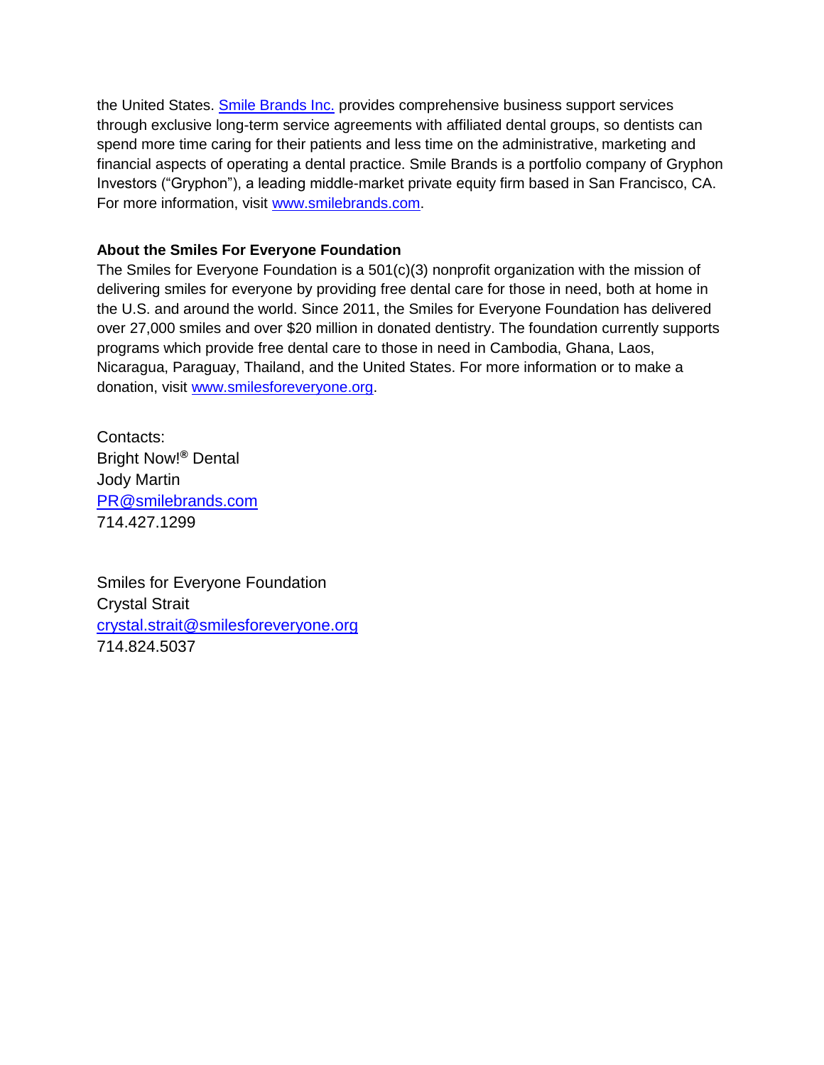the United States. Smile Brands Inc. provides comprehensive business support services through exclusive long-term service agreements with affiliated dental groups, so dentists can spend more time caring for their patients and less time on the administrative, marketing and financial aspects of operating a dental practice. Smile Brands is a portfolio company of Gryphon Investors ("Gryphon"), a leading middle-market private equity firm based in San Francisco, CA. For more information, visit www.smilebrands.com.

**About the Smiles For Everyone Foundation**

The Smiles for Everyone Foundation is a 501(c)(3) nonprofit organization with the mission of delivering smiles for everyone by providing free dental care for those in need, both at home in the U.S. and around the world. Since 2011, the Smiles for Everyone Foundation has delivered over 27,000 smiles and over $20 million in donated dentistry. The foundation currently supports programs which provide free dental care to those in need in Cambodia, Ghana, Laos, Nicaragua, Paraguay, Thailand, and the United States. For more information or to make a donation, visit www.smilesforeveryone.org.

Contacts:
Bright Now!® Dental
Jody Martin
PR@smilebrands.com
714.427.1299

Smiles for Everyone Foundation
Crystal Strait
crystal.strait@smilesforeveryone.org
714.824.5037